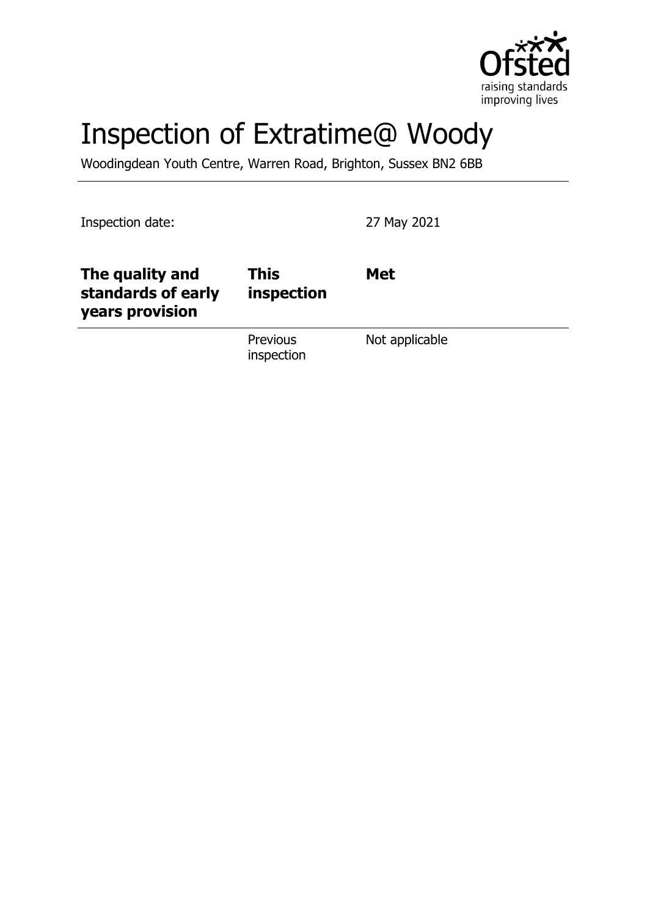# Inspection of Extratime@ Woody

Woodingdean Youth Centre, Warren Road, Brighton, Sussex BN2 6BB

Inspection date: 27 May 2021

| **The quality and standards of early years provision** | **This inspection** | **Met** |
| --- | --- | --- |
| | Previous inspection | Not applicable |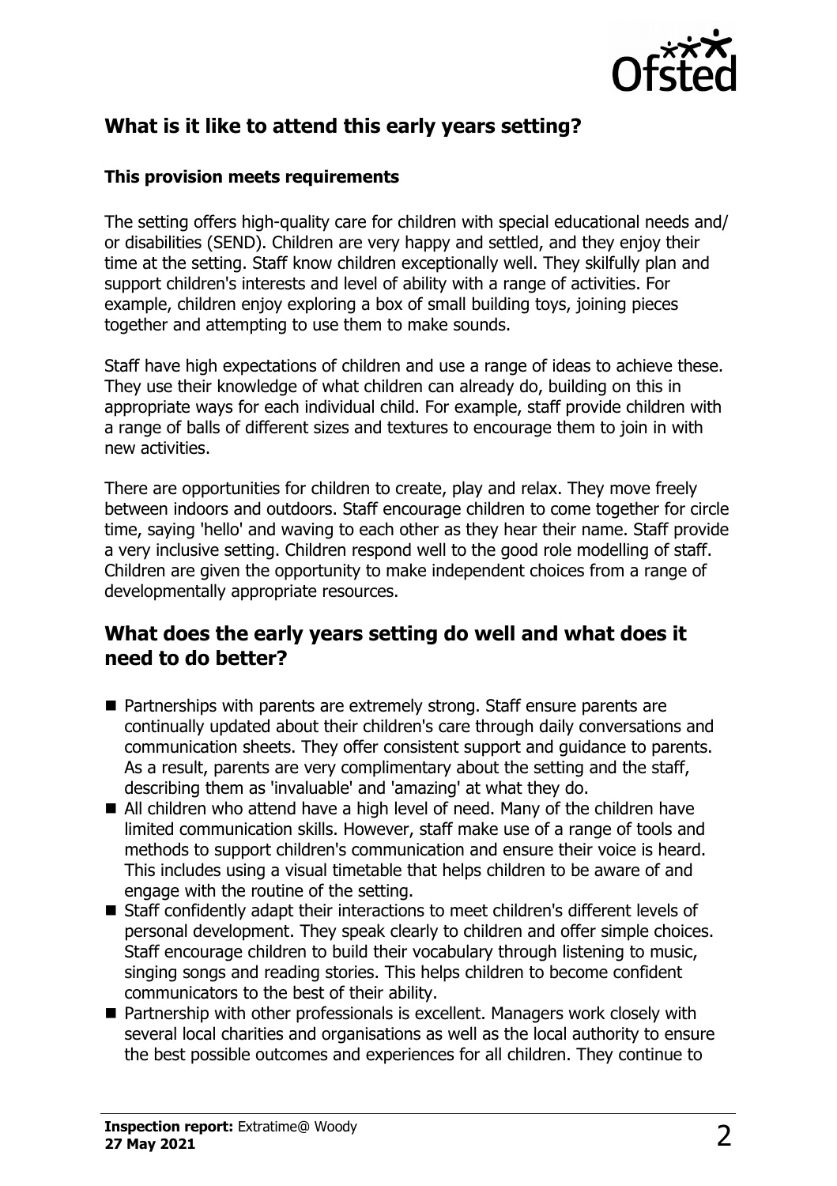## What is it like to attend this early years setting?

### This provision meets requirements

The setting offers high-quality care for children with special educational needs and/ or disabilities (SEND). Children are very happy and settled, and they enjoy their time at the setting. Staff know children exceptionally well. They skilfully plan and support children's interests and level of ability with a range of activities. For example, children enjoy exploring a box of small building toys, joining pieces together and attempting to use them to make sounds.

Staff have high expectations of children and use a range of ideas to achieve these. They use their knowledge of what children can already do, building on this in appropriate ways for each individual child. For example, staff provide children with a range of balls of different sizes and textures to encourage them to join in with new activities.

There are opportunities for children to create, play and relax. They move freely between indoors and outdoors. Staff encourage children to come together for circle time, saying 'hello' and waving to each other as they hear their name. Staff provide a very inclusive setting. Children respond well to the good role modelling of staff. Children are given the opportunity to make independent choices from a range of developmentally appropriate resources.

## What does the early years setting do well and what does it need to do better?

- Partnerships with parents are extremely strong. Staff ensure parents are continually updated about their children's care through daily conversations and communication sheets. They offer consistent support and guidance to parents. As a result, parents are very complimentary about the setting and the staff, describing them as 'invaluable' and 'amazing' at what they do.
- All children who attend have a high level of need. Many of the children have limited communication skills. However, staff make use of a range of tools and methods to support children's communication and ensure their voice is heard. This includes using a visual timetable that helps children to be aware of and engage with the routine of the setting.
- Staff confidently adapt their interactions to meet children's different levels of personal development. They speak clearly to children and offer simple choices. Staff encourage children to build their vocabulary through listening to music, singing songs and reading stories. This helps children to become confident communicators to the best of their ability.
- Partnership with other professionals is excellent. Managers work closely with several local charities and organisations as well as the local authority to ensure the best possible outcomes and experiences for all children. They continue to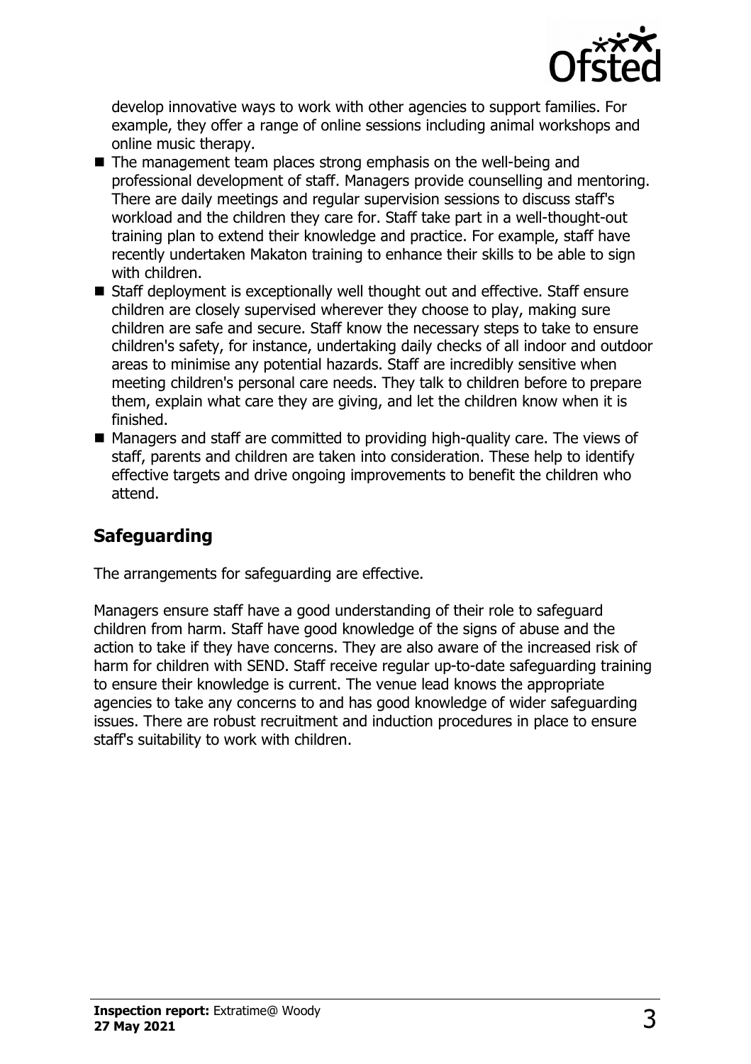develop innovative ways to work with other agencies to support families. For example, they offer a range of online sessions including animal workshops and online music therapy.

- The management team places strong emphasis on the well-being and professional development of staff. Managers provide counselling and mentoring. There are daily meetings and regular supervision sessions to discuss staff's workload and the children they care for. Staff take part in a well-thought-out training plan to extend their knowledge and practice. For example, staff have recently undertaken Makaton training to enhance their skills to be able to sign with children.
- Staff deployment is exceptionally well thought out and effective. Staff ensure children are closely supervised wherever they choose to play, making sure children are safe and secure. Staff know the necessary steps to take to ensure children's safety, for instance, undertaking daily checks of all indoor and outdoor areas to minimise any potential hazards. Staff are incredibly sensitive when meeting children's personal care needs. They talk to children before to prepare them, explain what care they are giving, and let the children know when it is finished.
- Managers and staff are committed to providing high-quality care. The views of staff, parents and children are taken into consideration. These help to identify effective targets and drive ongoing improvements to benefit the children who attend.

## Safeguarding

The arrangements for safeguarding are effective.

Managers ensure staff have a good understanding of their role to safeguard children from harm. Staff have good knowledge of the signs of abuse and the action to take if they have concerns. They are also aware of the increased risk of harm for children with SEND. Staff receive regular up-to-date safeguarding training to ensure their knowledge is current. The venue lead knows the appropriate agencies to take any concerns to and has good knowledge of wider safeguarding issues. There are robust recruitment and induction procedures in place to ensure staff's suitability to work with children.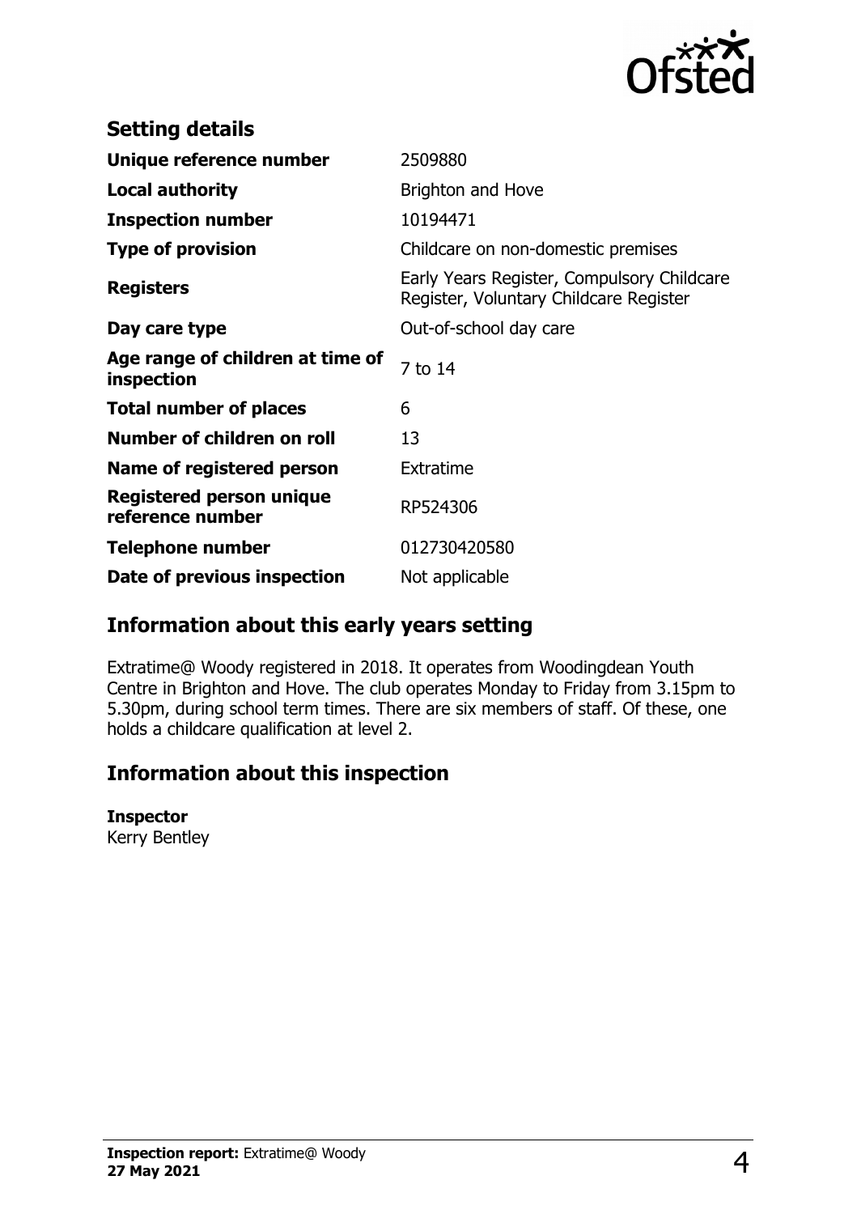## Setting details

| | |
|---|---|
| **Unique reference number** | 2509880 |
| **Local authority** | Brighton and Hove |
| **Inspection number** | 10194471 |
| **Type of provision** | Childcare on non-domestic premises |
| **Registers** | Early Years Register, Compulsory Childcare Register, Voluntary Childcare Register |
| **Day care type** | Out-of-school day care |
| **Age range of children at time of inspection** | 7 to 14 |
| **Total number of places** | 6 |
| **Number of children on roll** | 13 |
| **Name of registered person** | Extratime |
| **Registered person unique reference number** | RP524306 |
| **Telephone number** | 012730420580 |
| **Date of previous inspection** | Not applicable |

## Information about this early years setting

Extratime@ Woody registered in 2018. It operates from Woodingdean Youth Centre in Brighton and Hove. The club operates Monday to Friday from 3.15pm to 5.30pm, during school term times. There are six members of staff. Of these, one holds a childcare qualification at level 2.

## Information about this inspection

**Inspector**
Kerry Bentley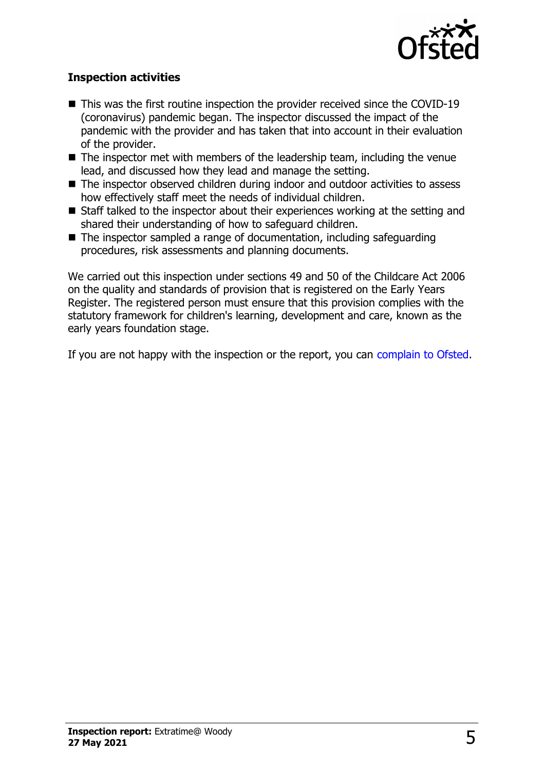### Inspection activities

- This was the first routine inspection the provider received since the COVID-19 (coronavirus) pandemic began. The inspector discussed the impact of the pandemic with the provider and has taken that into account in their evaluation of the provider.
- The inspector met with members of the leadership team, including the venue lead, and discussed how they lead and manage the setting.
- The inspector observed children during indoor and outdoor activities to assess how effectively staff meet the needs of individual children.
- Staff talked to the inspector about their experiences working at the setting and shared their understanding of how to safeguard children.
- The inspector sampled a range of documentation, including safeguarding procedures, risk assessments and planning documents.

We carried out this inspection under sections 49 and 50 of the Childcare Act 2006 on the quality and standards of provision that is registered on the Early Years Register. The registered person must ensure that this provision complies with the statutory framework for children's learning, development and care, known as the early years foundation stage.

If you are not happy with the inspection or the report, you can complain to Ofsted.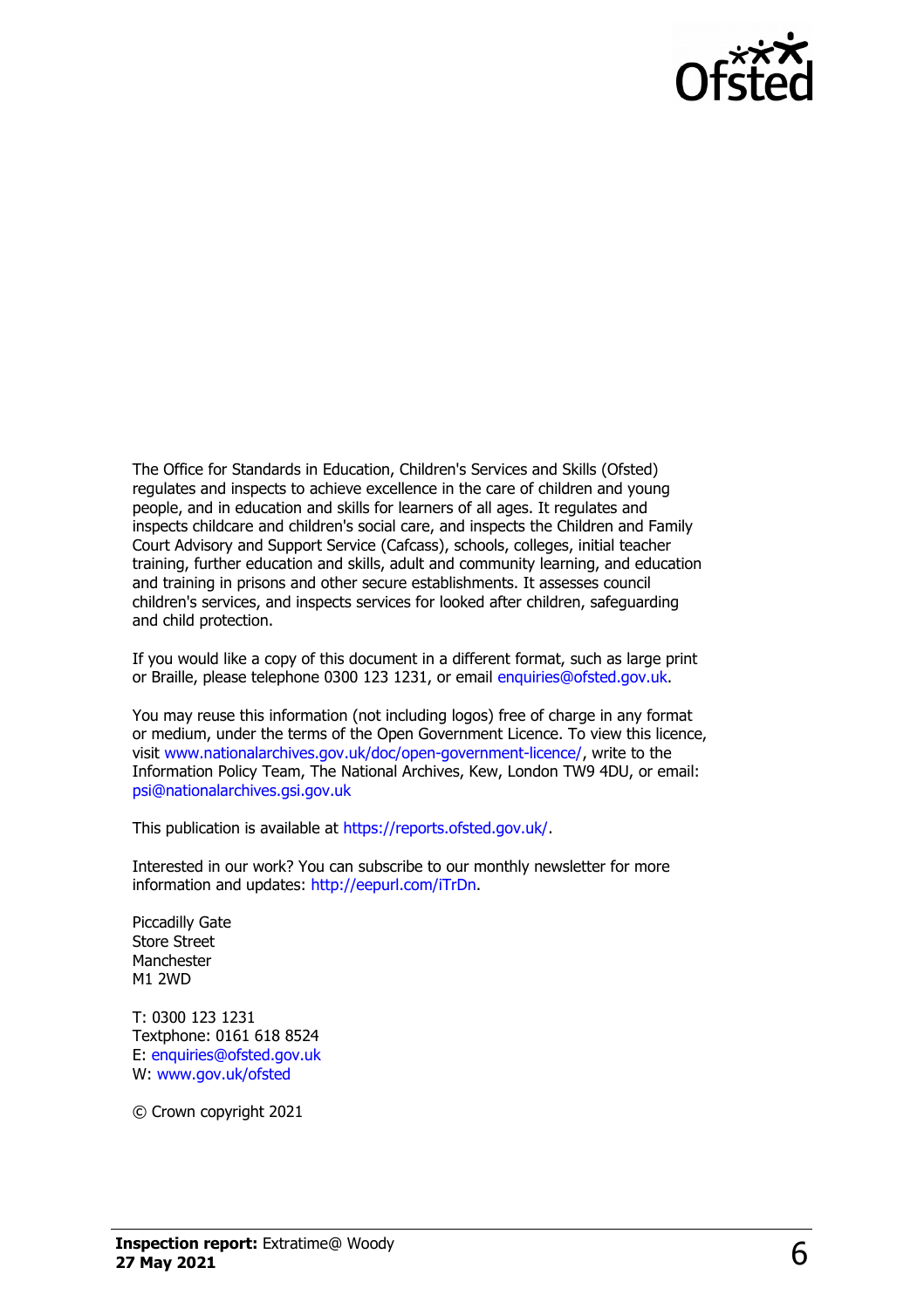The Office for Standards in Education, Children's Services and Skills (Ofsted) regulates and inspects to achieve excellence in the care of children and young people, and in education and skills for learners of all ages. It regulates and inspects childcare and children's social care, and inspects the Children and Family Court Advisory and Support Service (Cafcass), schools, colleges, initial teacher training, further education and skills, adult and community learning, and education and training in prisons and other secure establishments. It assesses council children's services, and inspects services for looked after children, safeguarding and child protection.

If you would like a copy of this document in a different format, such as large print or Braille, please telephone 0300 123 1231, or email enquiries@ofsted.gov.uk.

You may reuse this information (not including logos) free of charge in any format or medium, under the terms of the Open Government Licence. To view this licence, visit www.nationalarchives.gov.uk/doc/open-government-licence/, write to the Information Policy Team, The National Archives, Kew, London TW9 4DU, or email: psi@nationalarchives.gsi.gov.uk

This publication is available at https://reports.ofsted.gov.uk/.

Interested in our work? You can subscribe to our monthly newsletter for more information and updates: http://eepurl.com/iTrDn.

Piccadilly Gate
Store Street
Manchester
M1 2WD

T: 0300 123 1231
Textphone: 0161 618 8524
E: enquiries@ofsted.gov.uk
W: www.gov.uk/ofsted

© Crown copyright 2021